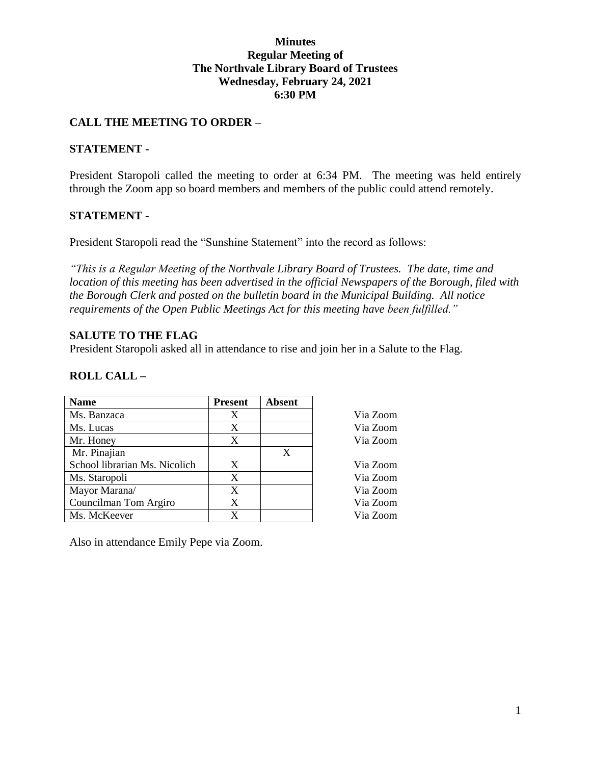# Minutes
## Regular Meeting of
## The Northvale Library Board of Trustees
## Wednesday, February 24, 2021
## 6:30 PM

### CALL THE MEETING TO ORDER –

### STATEMENT -

President Staropoli called the meeting to order at 6:34 PM. The meeting was held entirely through the Zoom app so board members and members of the public could attend remotely.

### STATEMENT -

President Staropoli read the "Sunshine Statement" into the record as follows:

*"This is a Regular Meeting of the Northvale Library Board of Trustees. The date, time and location of this meeting has been advertised in the official Newspapers of the Borough, filed with the Borough Clerk and posted on the bulletin board in the Municipal Building. All notice requirements of the Open Public Meetings Act for this meeting have been fulfilled."*

### SALUTE TO THE FLAG

President Staropoli asked all in attendance to rise and join her in a Salute to the Flag.

### ROLL CALL –

| Name | Present | Absent | |
|---|---|---|---|
| Ms. Banzaca | X | | Via Zoom |
| Ms. Lucas | X | | Via Zoom |
| Mr. Honey | X | | Via Zoom |
| Mr. Pinajian | | X | |
| School librarian Ms. Nicolich | X | | Via Zoom |
| Ms. Staropoli | X | | Via Zoom |
| Mayor Marana/ | X | | Via Zoom |
| Councilman Tom Argiro | X | | Via Zoom |
| Ms. McKeever | X | | Via Zoom |

Also in attendance Emily Pepe via Zoom.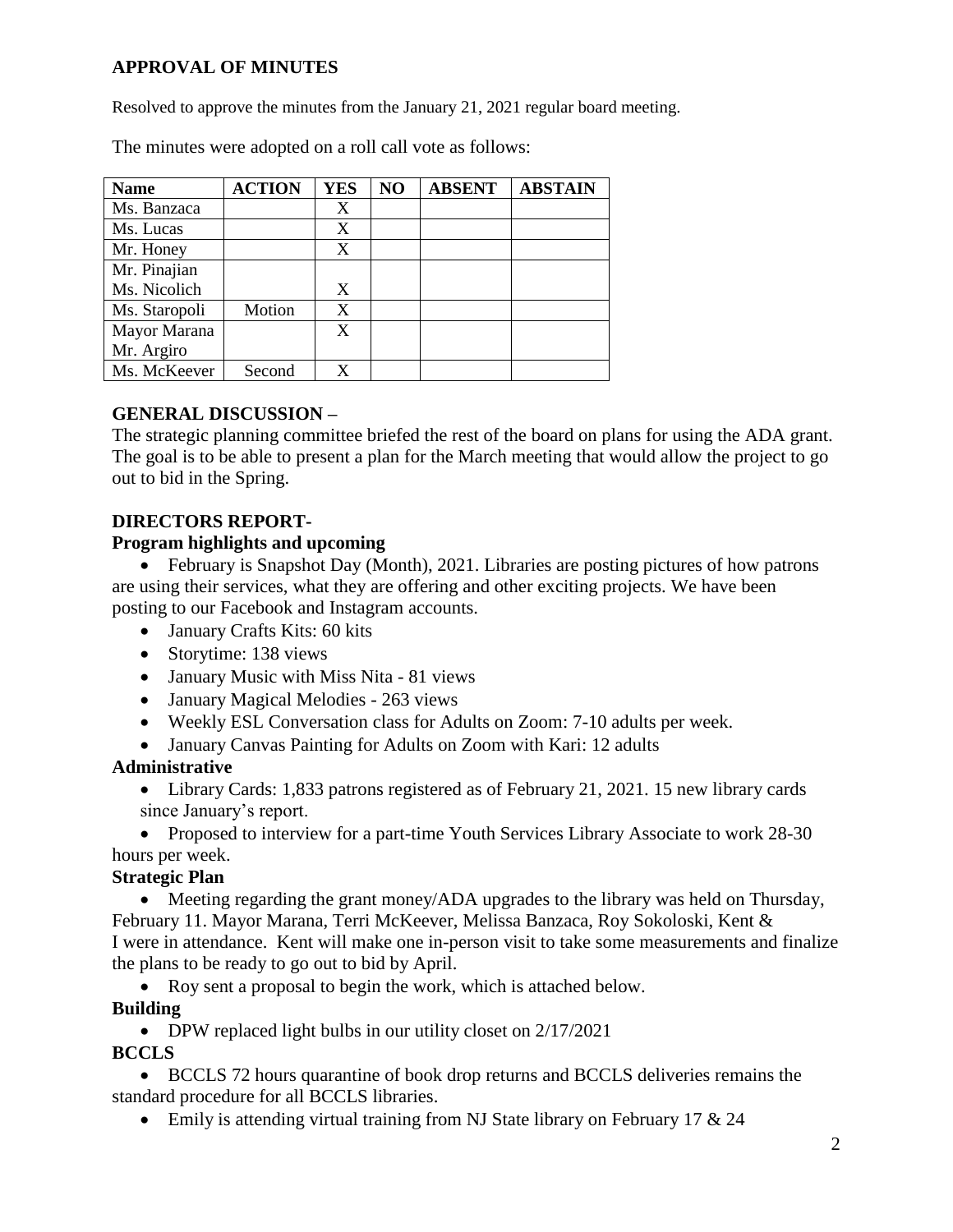## APPROVAL OF MINUTES

Resolved to approve the minutes from the January 21, 2021 regular board meeting.

The minutes were adopted on a roll call vote as follows:

| Name | ACTION | YES | NO | ABSENT | ABSTAIN |
|---|---|---|---|---|---|
| Ms. Banzaca | | X | | | |
| Ms. Lucas | | X | | | |
| Mr. Honey | | X | | | |
| Mr. Pinajian | | | | | |
| Ms. Nicolich | | X | | | |
| Ms. Staropoli | Motion | X | | | |
| Mayor Marana | | X | | | |
| Mr. Argiro | | | | | |
| Ms. McKeever | Second | X | | | |

## GENERAL DISCUSSION –

The strategic planning committee briefed the rest of the board on plans for using the ADA grant. The goal is to be able to present a plan for the March meeting that would allow the project to go out to bid in the Spring.

## DIRECTORS REPORT-

### Program highlights and upcoming

- February is Snapshot Day (Month), 2021. Libraries are posting pictures of how patrons are using their services, what they are offering and other exciting projects. We have been posting to our Facebook and Instagram accounts.
- January Crafts Kits: 60 kits
- Storytime: 138 views
- January Music with Miss Nita - 81 views
- January Magical Melodies - 263 views
- Weekly ESL Conversation class for Adults on Zoom: 7-10 adults per week.
- January Canvas Painting for Adults on Zoom with Kari: 12 adults

### Administrative

- Library Cards: 1,833 patrons registered as of February 21, 2021. 15 new library cards since January's report.
- Proposed to interview for a part-time Youth Services Library Associate to work 28-30 hours per week.

### Strategic Plan

- Meeting regarding the grant money/ADA upgrades to the library was held on Thursday, February 11. Mayor Marana, Terri McKeever, Melissa Banzaca, Roy Sokoloski, Kent & I were in attendance. Kent will make one in-person visit to take some measurements and finalize the plans to be ready to go out to bid by April.
- Roy sent a proposal to begin the work, which is attached below.

### Building

- DPW replaced light bulbs in our utility closet on 2/17/2021

### BCCLS

- BCCLS 72 hours quarantine of book drop returns and BCCLS deliveries remains the standard procedure for all BCCLS libraries.
- Emily is attending virtual training from NJ State library on February 17 & 24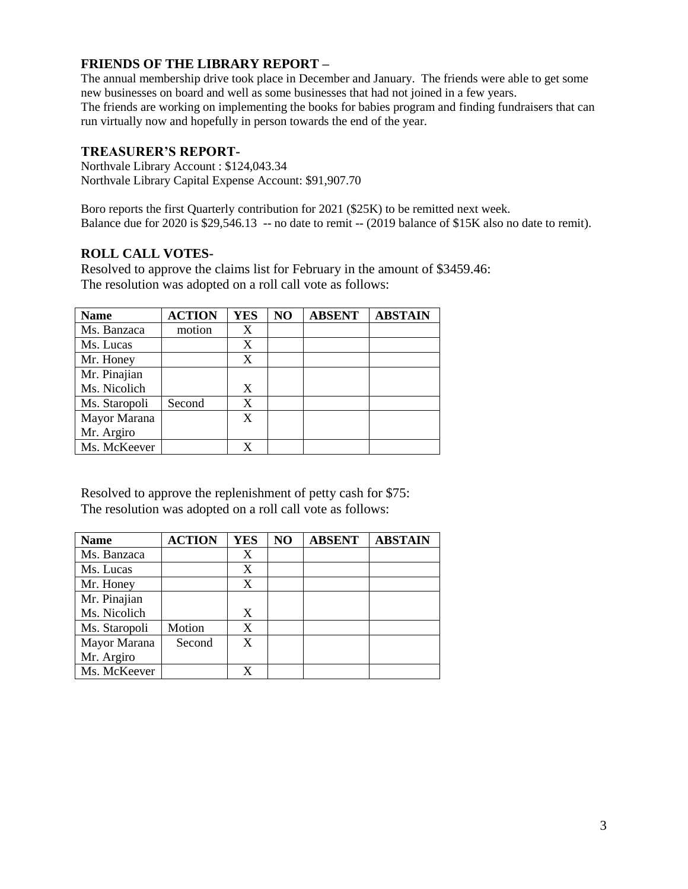### FRIENDS OF THE LIBRARY REPORT –

The annual membership drive took place in December and January. The friends were able to get some new businesses on board and well as some businesses that had not joined in a few years.
The friends are working on implementing the books for babies program and finding fundraisers that can run virtually now and hopefully in person towards the end of the year.

### TREASURER'S REPORT-

Northvale Library Account : $124,043.34
Northvale Library Capital Expense Account: $91,907.70

Boro reports the first Quarterly contribution for 2021 ($25K) to be remitted next week.
Balance due for 2020 is $29,546.13 -- no date to remit -- (2019 balance of $15K also no date to remit).

### ROLL CALL VOTES-

Resolved to approve the claims list for February in the amount of $3459.46:
The resolution was adopted on a roll call vote as follows:

| Name | ACTION | YES | NO | ABSENT | ABSTAIN |
|---|---|---|---|---|---|
| Ms. Banzaca | motion | X | | | |
| Ms. Lucas | | X | | | |
| Mr. Honey | | X | | | |
| Mr. Pinajian | | | | | |
| Ms. Nicolich | | X | | | |
| Ms. Staropoli | Second | X | | | |
| Mayor Marana | | X | | | |
| Mr. Argiro | | | | | |
| Ms. McKeever | | X | | | |

Resolved to approve the replenishment of petty cash for $75:
The resolution was adopted on a roll call vote as follows:

| Name | ACTION | YES | NO | ABSENT | ABSTAIN |
|---|---|---|---|---|---|
| Ms. Banzaca | | X | | | |
| Ms. Lucas | | X | | | |
| Mr. Honey | | X | | | |
| Mr. Pinajian | | | | | |
| Ms. Nicolich | | X | | | |
| Ms. Staropoli | Motion | X | | | |
| Mayor Marana | Second | X | | | |
| Mr. Argiro | | | | | |
| Ms. McKeever | | X | | | |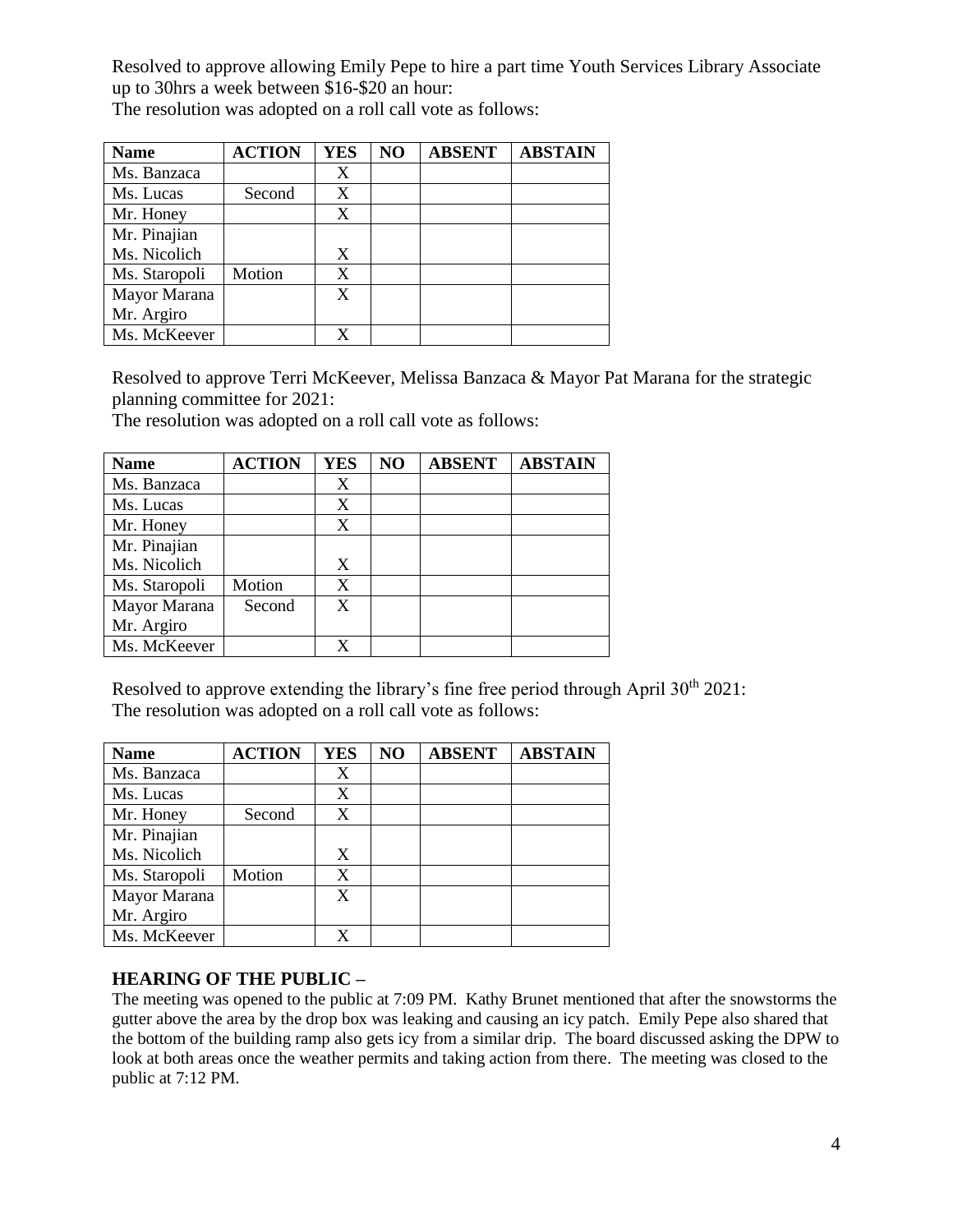Resolved to approve allowing Emily Pepe to hire a part time Youth Services Library Associate up to 30hrs a week between $16-$20 an hour:

The resolution was adopted on a roll call vote as follows:

| Name | ACTION | YES | NO | ABSENT | ABSTAIN |
|---|---|---|---|---|---|
| Ms. Banzaca | | X | | | |
| Ms. Lucas | Second | X | | | |
| Mr. Honey | | X | | | |
| Mr. Pinajian | | | | | |
| Ms. Nicolich | | X | | | |
| Ms. Staropoli | Motion | X | | | |
| Mayor Marana | | X | | | |
| Mr. Argiro | | | | | |
| Ms. McKeever | | X | | | |

Resolved to approve Terri McKeever, Melissa Banzaca & Mayor Pat Marana for the strategic planning committee for 2021:

The resolution was adopted on a roll call vote as follows:

| Name | ACTION | YES | NO | ABSENT | ABSTAIN |
|---|---|---|---|---|---|
| Ms. Banzaca | | X | | | |
| Ms. Lucas | | X | | | |
| Mr. Honey | | X | | | |
| Mr. Pinajian | | | | | |
| Ms. Nicolich | | X | | | |
| Ms. Staropoli | Motion | X | | | |
| Mayor Marana | Second | X | | | |
| Mr. Argiro | | | | | |
| Ms. McKeever | | X | | | |

Resolved to approve extending the library's fine free period through April 30th 2021:

The resolution was adopted on a roll call vote as follows:

| Name | ACTION | YES | NO | ABSENT | ABSTAIN |
|---|---|---|---|---|---|
| Ms. Banzaca | | X | | | |
| Ms. Lucas | | X | | | |
| Mr. Honey | Second | X | | | |
| Mr. Pinajian | | | | | |
| Ms. Nicolich | | X | | | |
| Ms. Staropoli | Motion | X | | | |
| Mayor Marana | | X | | | |
| Mr. Argiro | | | | | |
| Ms. McKeever | | X | | | |

## HEARING OF THE PUBLIC –

The meeting was opened to the public at 7:09 PM. Kathy Brunet mentioned that after the snowstorms the gutter above the area by the drop box was leaking and causing an icy patch. Emily Pepe also shared that the bottom of the building ramp also gets icy from a similar drip. The board discussed asking the DPW to look at both areas once the weather permits and taking action from there. The meeting was closed to the public at 7:12 PM.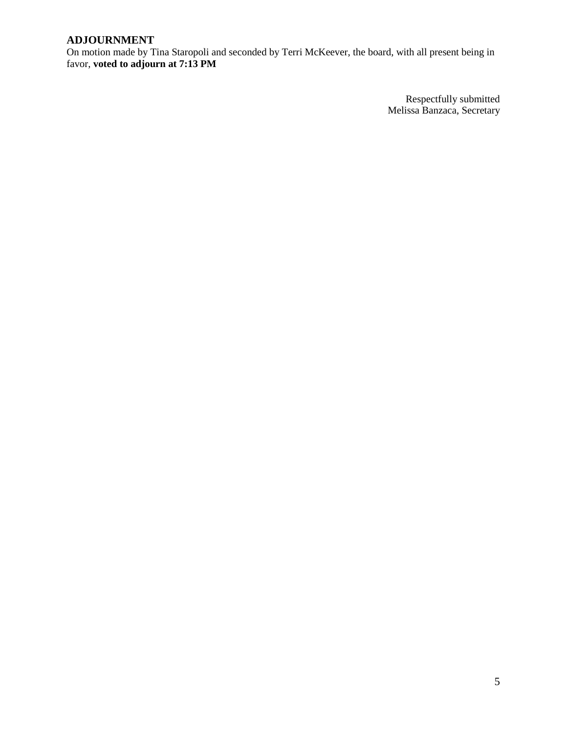## ADJOURNMENT

On motion made by Tina Staropoli and seconded by Terri McKeever, the board, with all present being in favor, **voted to adjourn at 7:13 PM**

Respectfully submitted
Melissa Banzaca, Secretary